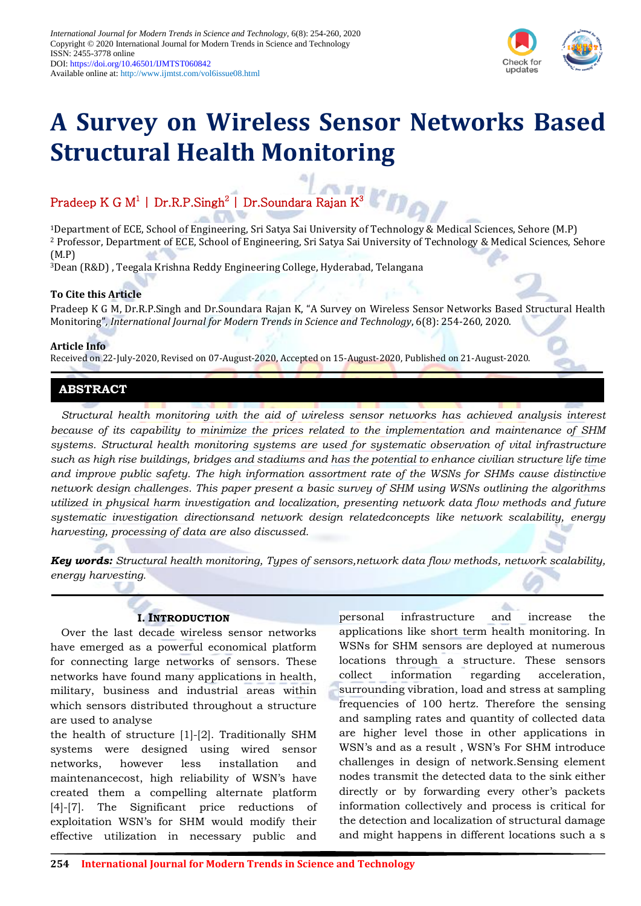*International Journal for Modern Trends in Science and Technology*, 6(8): 254-260, 2020
Copyright © 2020 International Journal for Modern Trends in Science and Technology
ISSN: 2455-3778 online
DOI: https://doi.org/10.46501/IJMTST060842
Available online at: http://www.ijmtst.com/vol6issue08.html

# A Survey on Wireless Sensor Networks Based Structural Health Monitoring

Pradeep K G M[1] | Dr.R.P.Singh[2] | Dr.Soundara Rajan K[3]

[1]Department of ECE, School of Engineering, Sri Satya Sai University of Technology & Medical Sciences, Sehore (M.P)
[2] Professor, Department of ECE, School of Engineering, Sri Satya Sai University of Technology & Medical Sciences, Sehore (M.P)
[3]Dean (R&D) , Teegala Krishna Reddy Engineering College, Hyderabad, Telangana

**To Cite this Article**

Pradeep K G M, Dr.R.P.Singh and Dr.Soundara Rajan K, "A Survey on Wireless Sensor Networks Based Structural Health Monitoring", *International Journal for Modern Trends in Science and Technology*, 6(8): 254-260, 2020.

**Article Info**

Received on 22-July-2020, Revised on 07-August-2020, Accepted on 15-August-2020, Published on 21-August-2020.

## ABSTRACT

*Structural health monitoring with the aid of wireless sensor networks has achieved analysis interest because of its capability to minimize the prices related to the implementation and maintenance of SHM systems. Structural health monitoring systems are used for systematic observation of vital infrastructure such as high rise buildings, bridges and stadiums and has the potential to enhance civilian structure life time and improve public safety. The high information assortment rate of the WSNs for SHMs cause distinctive network design challenges. This paper present a basic survey of SHM using WSNs outlining the algorithms utilized in physical harm investigation and localization, presenting network data flow methods and future systematic investigation directionsand network design relatedconcepts like network scalability, energy harvesting, processing of data are also discussed.*

***Key words:*** *Structural health monitoring, Types of sensors,network data flow methods, network scalability, energy harvesting.*

## I. Introduction

Over the last decade wireless sensor networks have emerged as a powerful economical platform for connecting large networks of sensors. These networks have found many applications in health, military, business and industrial areas within which sensors distributed throughout a structure are used to analyse

the health of structure [1]-[2]. Traditionally SHM systems were designed using wired sensor networks, however less installation and maintenancecost, high reliability of WSN's have created them a compelling alternate platform [4]-[7]. The Significant price reductions of exploitation WSN's for SHM would modify their effective utilization in necessary public and personal infrastructure and increase the applications like short term health monitoring. In WSNs for SHM sensors are deployed at numerous locations through a structure. These sensors collect information regarding acceleration, surrounding vibration, load and stress at sampling frequencies of 100 hertz. Therefore the sensing and sampling rates and quantity of collected data are higher level those in other applications in WSN's and as a result , WSN's For SHM introduce challenges in design of network.Sensing element nodes transmit the detected data to the sink either directly or by forwarding every other's packets information collectively and process is critical for the detection and localization of structural damage and might happens in different locations such a s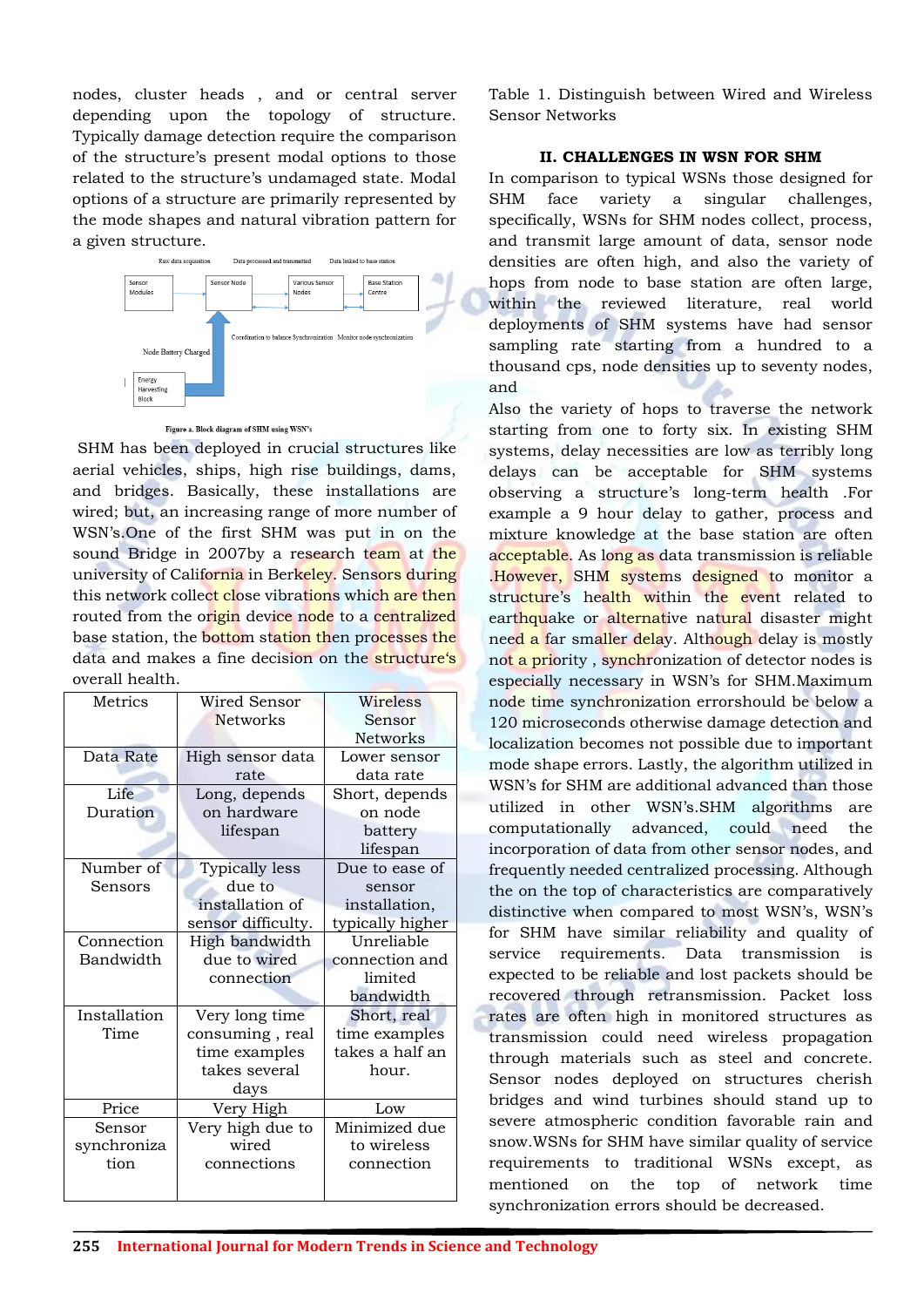nodes, cluster heads , and or central server depending upon the topology of structure. Typically damage detection require the comparison of the structure's present modal options to those related to the structure's undamaged state. Modal options of a structure are primarily represented by the mode shapes and natural vibration pattern for a given structure.

Raw data acquisition | Data processed and transmitted | Data linked to base station

Sensor Modules → Sensor Node → Various Sensor Nodes → Base Station Centre

Coordination to balance Synchronization | Monitor node synchronization

Node Battery Charged

Energy Harvesting Block

Figure a. Block diagram of SHM using WSN's

SHM has been deployed in crucial structures like aerial vehicles, ships, high rise buildings, dams, and bridges. Basically, these installations are wired; but, an increasing range of more number of WSN's.One of the first SHM was put in on the sound Bridge in 2007by a research team at the university of California in Berkeley. Sensors during this network collect close vibrations which are then routed from the origin device node to a centralized base station, the bottom station then processes the data and makes a fine decision on the structure's overall health.

| Metrics | Wired Sensor Networks | Wireless Sensor Networks |
|---|---|---|
| Data Rate | High sensor data rate | Lower sensor data rate |
| Life Duration | Long, depends on hardware lifespan | Short, depends on node battery lifespan |
| Number of Sensors | Typically less due to installation of sensor difficulty. | Due to ease of sensor installation, typically higher |
| Connection Bandwidth | High bandwidth due to wired connection | Unreliable connection and limited bandwidth |
| Installation Time | Very long time consuming , real time examples takes several days | Short, real time examples takes a half an hour. |
| Price | Very High | Low |
| Sensor synchronization | Very high due to wired connections | Minimized due to wireless connection |

Table 1. Distinguish between Wired and Wireless Sensor Networks

## II. CHALLENGES IN WSN FOR SHM

In comparison to typical WSNs those designed for SHM face variety a singular challenges, specifically, WSNs for SHM nodes collect, process, and transmit large amount of data, sensor node densities are often high, and also the variety of hops from node to base station are often large, within the reviewed literature, real world deployments of SHM systems have had sensor sampling rate starting from a hundred to a thousand cps, node densities up to seventy nodes, and

Also the variety of hops to traverse the network starting from one to forty six. In existing SHM systems, delay necessities are low as terribly long delays can be acceptable for SHM systems observing a structure's long-term health .For example a 9 hour delay to gather, process and mixture knowledge at the base station are often acceptable. As long as data transmission is reliable .However, SHM systems designed to monitor a structure's health within the event related to earthquake or alternative natural disaster might need a far smaller delay. Although delay is mostly not a priority , synchronization of detector nodes is especially necessary in WSN's for SHM.Maximum node time synchronization errorshould be below a 120 microseconds otherwise damage detection and localization becomes not possible due to important mode shape errors. Lastly, the algorithm utilized in WSN's for SHM are additional advanced than those utilized in other WSN's.SHM algorithms are computationally advanced, could need the incorporation of data from other sensor nodes, and frequently needed centralized processing. Although the on the top of characteristics are comparatively distinctive when compared to most WSN's, WSN's for SHM have similar reliability and quality of service requirements. Data transmission is expected to be reliable and lost packets should be recovered through retransmission. Packet loss rates are often high in monitored structures as transmission could need wireless propagation through materials such as steel and concrete. Sensor nodes deployed on structures cherish bridges and wind turbines should stand up to severe atmospheric condition favorable rain and snow.WSNs for SHM have similar quality of service requirements to traditional WSNs except, as mentioned on the top of network time synchronization errors should be decreased.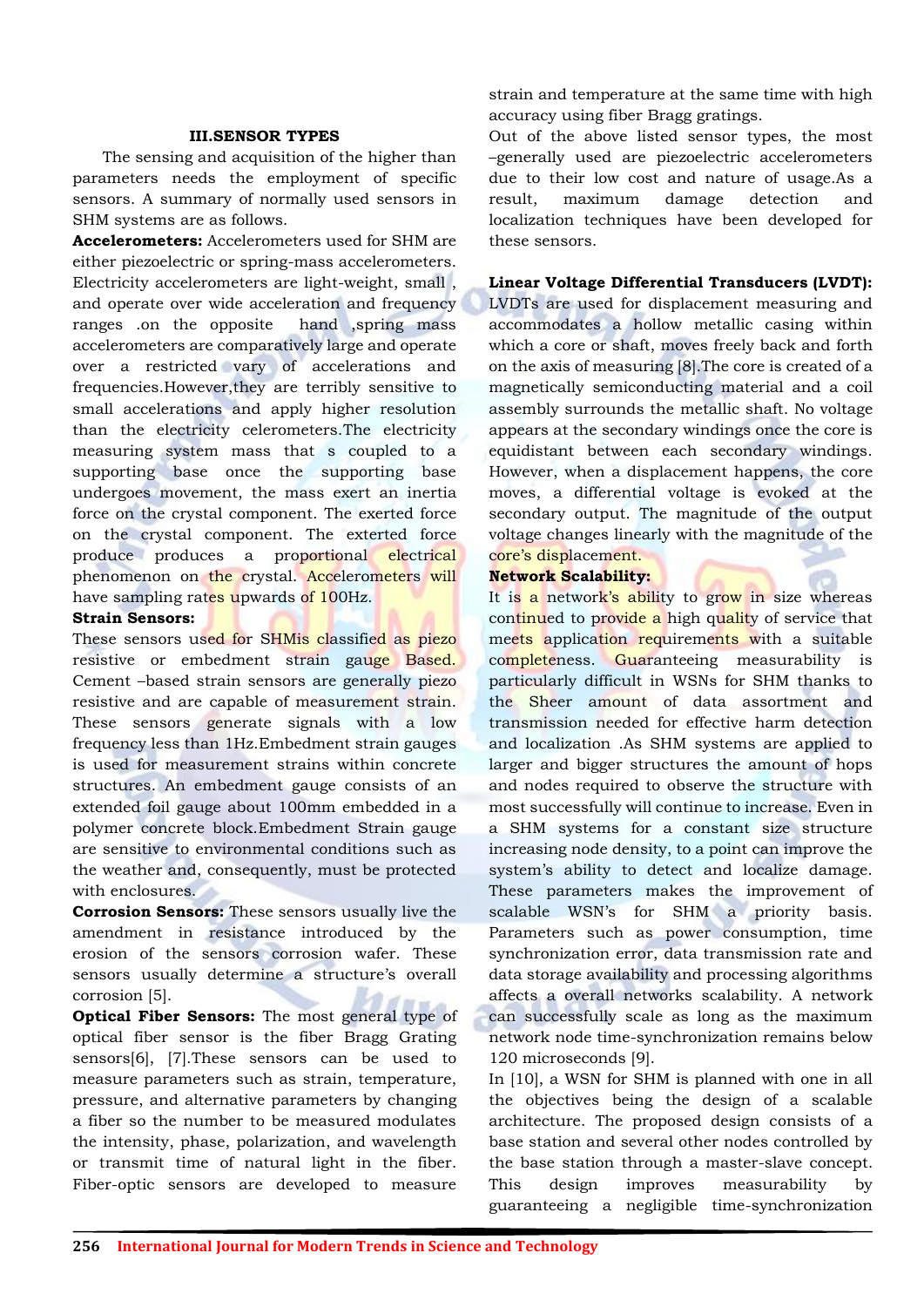## III.SENSOR TYPES

The sensing and acquisition of the higher than parameters needs the employment of specific sensors. A summary of normally used sensors in SHM systems are as follows.

**Accelerometers:** Accelerometers used for SHM are either piezoelectric or spring-mass accelerometers. Electricity accelerometers are light-weight, small , and operate over wide acceleration and frequency ranges .on the opposite hand ,spring mass accelerometers are comparatively large and operate over a restricted vary of accelerations and frequencies.However,they are terribly sensitive to small accelerations and apply higher resolution than the electricity celerometers.The electricity measuring system mass that s coupled to a supporting base once the supporting base undergoes movement, the mass exert an inertia force on the crystal component. The exerted force on the crystal component. The exterted force produce produces a proportional electrical phenomenon on the crystal. Accelerometers will have sampling rates upwards of 100Hz.

**Strain Sensors:**

These sensors used for SHMis classified as piezo resistive or embedment strain gauge Based. Cement –based strain sensors are generally piezo resistive and are capable of measurement strain. These sensors generate signals with a low frequency less than 1Hz.Embedment strain gauges is used for measurement strains within concrete structures. An embedment gauge consists of an extended foil gauge about 100mm embedded in a polymer concrete block.Embedment Strain gauge are sensitive to environmental conditions such as the weather and, consequently, must be protected with enclosures.

**Corrosion Sensors:** These sensors usually live the amendment in resistance introduced by the erosion of the sensors corrosion wafer. These sensors usually determine a structure's overall corrosion [5].

**Optical Fiber Sensors:** The most general type of optical fiber sensor is the fiber Bragg Grating sensors[6], [7].These sensors can be used to measure parameters such as strain, temperature, pressure, and alternative parameters by changing a fiber so the number to be measured modulates the intensity, phase, polarization, and wavelength or transmit time of natural light in the fiber. Fiber-optic sensors are developed to measure strain and temperature at the same time with high accuracy using fiber Bragg gratings.

Out of the above listed sensor types, the most –generally used are piezoelectric accelerometers due to their low cost and nature of usage.As a result, maximum damage detection and localization techniques have been developed for these sensors.

**Linear Voltage Differential Transducers (LVDT):** LVDTs are used for displacement measuring and accommodates a hollow metallic casing within which a core or shaft, moves freely back and forth on the axis of measuring [8].The core is created of a magnetically semiconducting material and a coil assembly surrounds the metallic shaft. No voltage appears at the secondary windings once the core is equidistant between each secondary windings. However, when a displacement happens, the core moves, a differential voltage is evoked at the secondary output. The magnitude of the output voltage changes linearly with the magnitude of the core's displacement.

**Network Scalability:**

It is a network's ability to grow in size whereas continued to provide a high quality of service that meets application requirements with a suitable completeness. Guaranteeing measurability is particularly difficult in WSNs for SHM thanks to the Sheer amount of data assortment and transmission needed for effective harm detection and localization .As SHM systems are applied to larger and bigger structures the amount of hops and nodes required to observe the structure with most successfully will continue to increase. Even in a SHM systems for a constant size structure increasing node density, to a point can improve the system's ability to detect and localize damage. These parameters makes the improvement of scalable WSN's for SHM a priority basis. Parameters such as power consumption, time synchronization error, data transmission rate and data storage availability and processing algorithms affects a overall networks scalability. A network can successfully scale as long as the maximum network node time-synchronization remains below 120 microseconds [9].

In [10], a WSN for SHM is planned with one in all the objectives being the design of a scalable architecture. The proposed design consists of a base station and several other nodes controlled by the base station through a master-slave concept. This design improves measurability by guaranteeing a negligible time-synchronization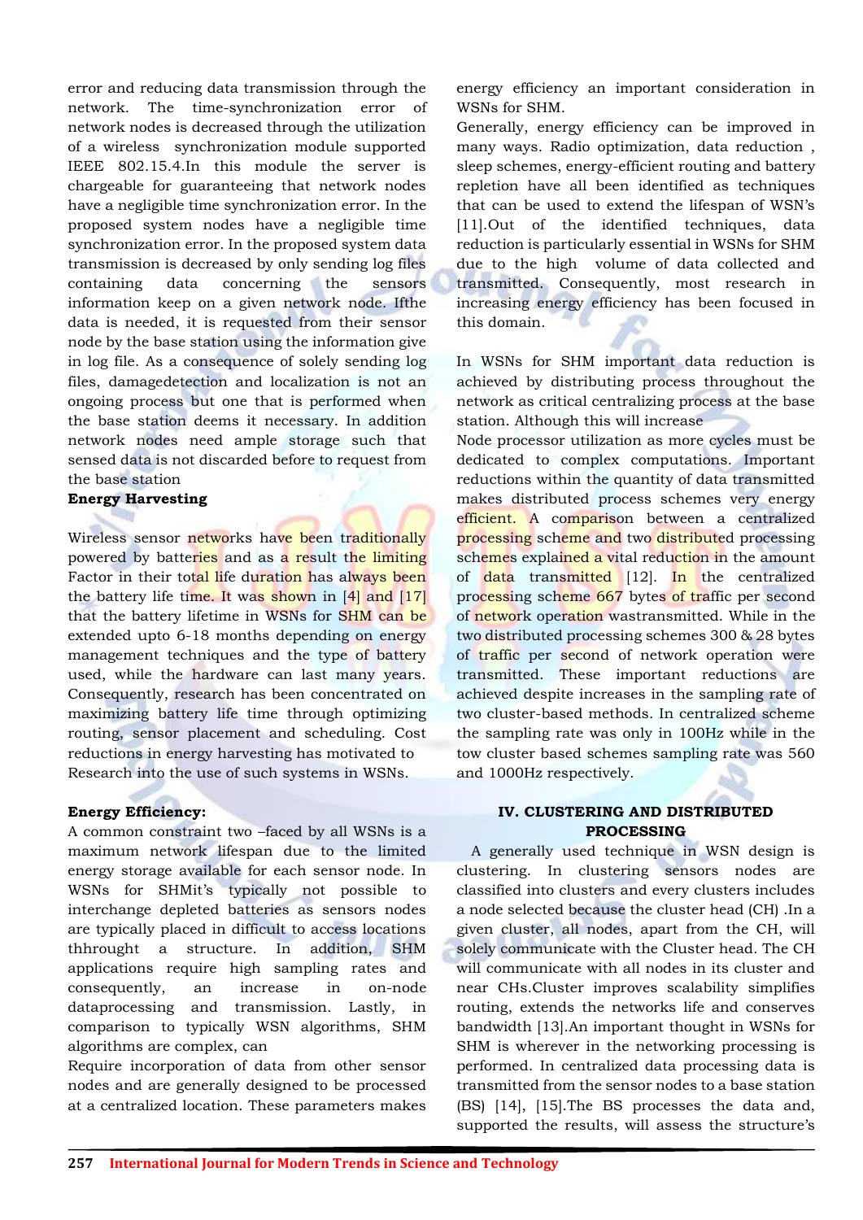error and reducing data transmission through the network. The time-synchronization error of network nodes is decreased through the utilization of a wireless synchronization module supported IEEE 802.15.4.In this module the server is chargeable for guaranteeing that network nodes have a negligible time synchronization error. In the proposed system nodes have a negligible time synchronization error. In the proposed system data transmission is decreased by only sending log files containing data concerning the sensors information keep on a given network node. Ifthe data is needed, it is requested from their sensor node by the base station using the information give in log file. As a consequence of solely sending log files, damagedetection and localization is not an ongoing process but one that is performed when the base station deems it necessary. In addition network nodes need ample storage such that sensed data is not discarded before to request from the base station

**Energy Harvesting**

Wireless sensor networks have been traditionally powered by batteries and as a result the limiting Factor in their total life duration has always been the battery life time. It was shown in [4] and [17] that the battery lifetime in WSNs for SHM can be extended upto 6-18 months depending on energy management techniques and the type of battery used, while the hardware can last many years. Consequently, research has been concentrated on maximizing battery life time through optimizing routing, sensor placement and scheduling. Cost reductions in energy harvesting has motivated to Research into the use of such systems in WSNs.

**Energy Efficiency:**

A common constraint two –faced by all WSNs is a maximum network lifespan due to the limited energy storage available for each sensor node. In WSNs for SHMit's typically not possible to interchange depleted batteries as sensors nodes are typically placed in difficult to access locations thhrought a structure. In addition, SHM applications require high sampling rates and consequently, an increase in on-node dataprocessing and transmission. Lastly, in comparison to typically WSN algorithms, SHM algorithms are complex, can

Require incorporation of data from other sensor nodes and are generally designed to be processed at a centralized location. These parameters makes energy efficiency an important consideration in WSNs for SHM.

Generally, energy efficiency can be improved in many ways. Radio optimization, data reduction , sleep schemes, energy-efficient routing and battery repletion have all been identified as techniques that can be used to extend the lifespan of WSN's [11].Out of the identified techniques, data reduction is particularly essential in WSNs for SHM due to the high volume of data collected and transmitted. Consequently, most research in increasing energy efficiency has been focused in this domain.

In WSNs for SHM important data reduction is achieved by distributing process throughout the network as critical centralizing process at the base station. Although this will increase

Node processor utilization as more cycles must be dedicated to complex computations. Important reductions within the quantity of data transmitted makes distributed process schemes very energy efficient. A comparison between a centralized processing scheme and two distributed processing schemes explained a vital reduction in the amount of data transmitted [12]. In the centralized processing scheme 667 bytes of traffic per second of network operation wastransmitted. While in the two distributed processing schemes 300 & 28 bytes of traffic per second of network operation were transmitted. These important reductions are achieved despite increases in the sampling rate of two cluster-based methods. In centralized scheme the sampling rate was only in 100Hz while in the tow cluster based schemes sampling rate was 560 and 1000Hz respectively.

## IV. CLUSTERING AND DISTRIBUTED PROCESSING

A generally used technique in WSN design is clustering. In clustering sensors nodes are classified into clusters and every clusters includes a node selected because the cluster head (CH) .In a given cluster, all nodes, apart from the CH, will solely communicate with the Cluster head. The CH will communicate with all nodes in its cluster and near CHs.Cluster improves scalability simplifies routing, extends the networks life and conserves bandwidth [13].An important thought in WSNs for SHM is wherever in the networking processing is performed. In centralized data processing data is transmitted from the sensor nodes to a base station (BS) [14], [15].The BS processes the data and, supported the results, will assess the structure's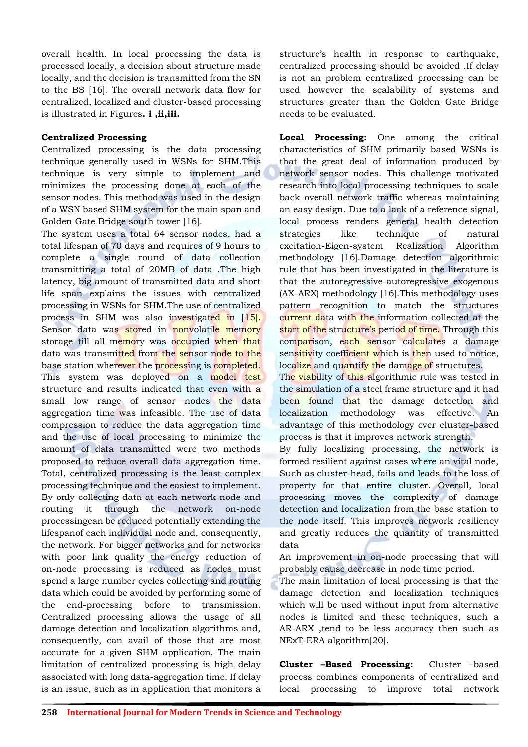overall health. In local processing the data is processed locally, a decision about structure made locally, and the decision is transmitted from the SN to the BS [16]. The overall network data flow for centralized, localized and cluster-based processing is illustrated in Figures**. i ,ii,iii.**

**Centralized Processing**

Centralized processing is the data processing technique generally used in WSNs for SHM.This technique is very simple to implement and minimizes the processing done at each of the sensor nodes. This method was used in the design of a WSN based SHM system for the main span and Golden Gate Bridge south tower [16].

The system uses a total 64 sensor nodes, had a total lifespan of 70 days and requires of 9 hours to complete a single round of data collection transmitting a total of 20MB of data .The high latency, big amount of transmitted data and short life span explains the issues with centralized processing in WSNs for SHM.The use of centralized process in SHM was also investigated in [15]. Sensor data was stored in nonvolatile memory storage till all memory was occupied when that data was transmitted from the sensor node to the base station wherever the processing is completed. This system was deployed on a model test structure and results indicated that even with a small low range of sensor nodes the data aggregation time was infeasible. The use of data compression to reduce the data aggregation time and the use of local processing to minimize the amount of data transmitted were two methods proposed to reduce overall data aggregation time. Total, centralized processing is the least complex processing technique and the easiest to implement. By only collecting data at each network node and routing it through the network on-node processingcan be reduced potentially extending the lifespanof each individual node and, consequently, the network. For bigger networks and for networks with poor link quality the energy reduction of on-node processing is reduced as nodes must spend a large number cycles collecting and routing data which could be avoided by performing some of the end-processing before to transmission. Centralized processing allows the usage of all damage detection and localization algorithms and, consequently, can avail of those that are most accurate for a given SHM application. The main limitation of centralized processing is high delay associated with long data-aggregation time. If delay is an issue, such as in application that monitors a structure's health in response to earthquake, centralized processing should be avoided .If delay is not an problem centralized processing can be used however the scalability of systems and structures greater than the Golden Gate Bridge needs to be evaluated.

**Local Processing:** One among the critical characteristics of SHM primarily based WSNs is that the great deal of information produced by network sensor nodes. This challenge motivated research into local processing techniques to scale back overall network traffic whereas maintaining an easy design. Due to a lack of a reference signal, local process renders general health detection strategies like technique of natural excitation-Eigen-system Realization Algorithm methodology [16].Damage detection algorithmic rule that has been investigated in the literature is that the autoregressive-autoregressive exogenous (AX-ARX) methodology [16].This methodology uses pattern recognition to match the structures current data with the information collected at the start of the structure's period of time. Through this comparison, each sensor calculates a damage sensitivity coefficient which is then used to notice, localize and quantify the damage of structures.

The viability of this algorithmic rule was tested in the simulation of a steel frame structure and it had been found that the damage detection and localization methodology was effective. An advantage of this methodology over cluster-based process is that it improves network strength.

By fully localizing processing, the network is formed resilient against cases where an vital node, Such as cluster-head, fails and leads to the loss of property for that entire cluster. Overall, local processing moves the complexity of damage detection and localization from the base station to the node itself. This improves network resiliency and greatly reduces the quantity of transmitted data

An improvement in on-node processing that will probably cause decrease in node time period.

The main limitation of local processing is that the damage detection and localization techniques which will be used without input from alternative nodes is limited and these techniques, such a AR-ARX ,tend to be less accuracy then such as NExT-ERA algorithm[20].

**Cluster –Based Processing:** Cluster –based process combines components of centralized and local processing to improve total network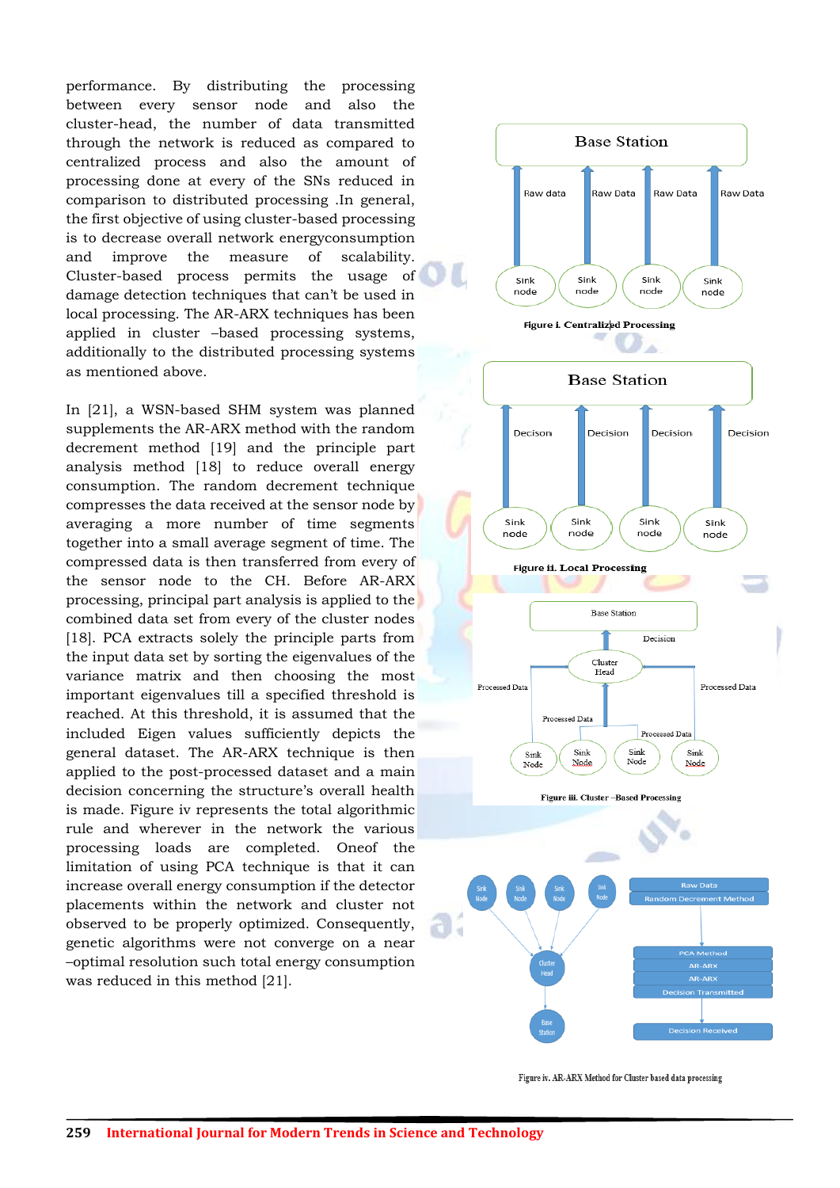performance. By distributing the processing between every sensor node and also the cluster-head, the number of data transmitted through the network is reduced as compared to centralized process and also the amount of processing done at every of the SNs reduced in comparison to distributed processing .In general, the first objective of using cluster-based processing is to decrease overall network energyconsumption and improve the measure of scalability. Cluster-based process permits the usage of damage detection techniques that can't be used in local processing. The AR-ARX techniques has been applied in cluster –based processing systems, additionally to the distributed processing systems as mentioned above.

In [21], a WSN-based SHM system was planned supplements the AR-ARX method with the random decrement method [19] and the principle part analysis method [18] to reduce overall energy consumption. The random decrement technique compresses the data received at the sensor node by averaging a more number of time segments together into a small average segment of time. The compressed data is then transferred from every of the sensor node to the CH. Before AR-ARX processing, principal part analysis is applied to the combined data set from every of the cluster nodes [18]. PCA extracts solely the principle parts from the input data set by sorting the eigenvalues of the variance matrix and then choosing the most important eigenvalues till a specified threshold is reached. At this threshold, it is assumed that the included Eigen values sufficiently depicts the general dataset. The AR-ARX technique is then applied to the post-processed dataset and a main decision concerning the structure's overall health is made. Figure iv represents the total algorithmic rule and wherever in the network the various processing loads are completed. Oneof the limitation of using PCA technique is that it can increase overall energy consumption if the detector placements within the network and cluster not observed to be properly optimized. Consequently, genetic algorithms were not converge on a near –optimal resolution such total energy consumption was reduced in this method [21].

Base Station

Raw data | Raw Data | Raw Data | Raw Data

Sink node | Sink node | Sink node | Sink node

**Figure i. Centralized Processing**

Base Station

Decison | Decision | Decision | Decision

Sink node | Sink node | Sink node | Sink node

**Figure ii. Local Processing**

Base Station

Decision

Cluster Head

Processed Data | Processed Data | Processed Data | Processed Data

Sink Node | Sink Node | Sink Node | Sink Node

**Figure iii. Cluster –Based Processing**

Sink Node | Sink Node | Sink Node | Sink Node

Cluster Head

Base Station

Raw Data

Random Decrement Method

PCA Method

AR-ARX

AR-ARX

Decision Transmitted

Decision Received

Figure iv. AR-ARX Method for Cluster based data processing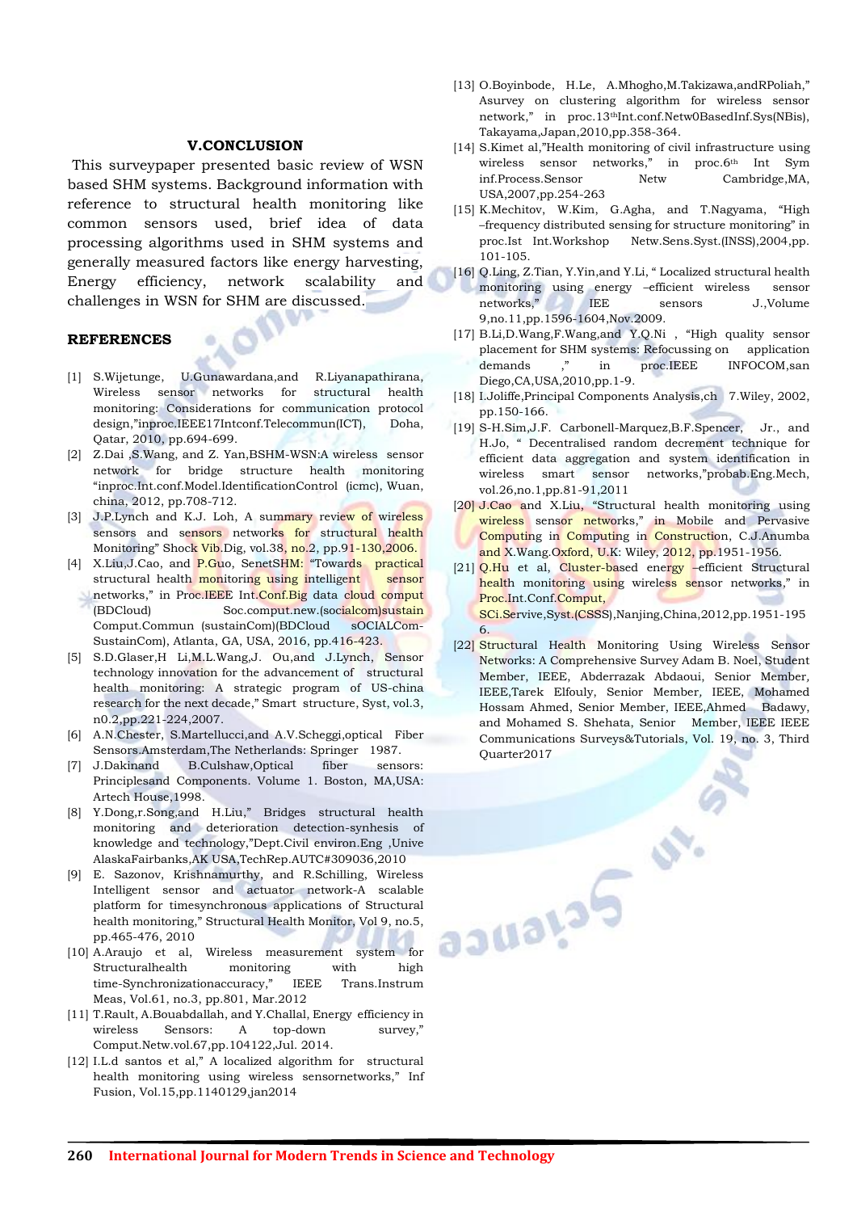## V.CONCLUSION

This surveypaper presented basic review of WSN based SHM systems. Background information with reference to structural health monitoring like common sensors used, brief idea of data processing algorithms used in SHM systems and generally measured factors like energy harvesting, Energy efficiency, network scalability and challenges in WSN for SHM are discussed.

## REFERENCES

[1] S.Wijetunge, U.Gunawardana,and R.Liyanapathirana, Wireless sensor networks for structural health monitoring: Considerations for communication protocol design,"inproc.IEEE17Intconf.Telecommun(ICT), Doha, Qatar, 2010, pp.694-699.

[2] Z.Dai ,S.Wang, and Z. Yan,BSHM-WSN:A wireless sensor network for bridge structure health monitoring "inproc.Int.conf.Model.IdentificationControl (icmc), Wuan, china, 2012, pp.708-712.

[3] J.P.Lynch and K.J. Loh, A summary review of wireless sensors and sensors networks for structural health Monitoring" Shock Vib.Dig, vol.38, no.2, pp.91-130,2006.

[4] X.Liu,J.Cao, and P.Guo, SenetSHM: "Towards practical structural health monitoring using intelligent sensor networks," in Proc.IEEE Int.Conf.Big data cloud comput (BDCloud) Soc.comput.new.(socialcom)sustain Comput.Commun (sustainCom)(BDCloud sOCIALCom-SustainCom), Atlanta, GA, USA, 2016, pp.416-423.

[5] S.D.Glaser,H Li,M.L.Wang,J. Ou,and J.Lynch, Sensor technology innovation for the advancement of structural health monitoring: A strategic program of US-china research for the next decade," Smart structure, Syst, vol.3, n0.2,pp.221-224,2007.

[6] A.N.Chester, S.Martellucci,and A.V.Scheggi,optical Fiber Sensors.Amsterdam,The Netherlands: Springer 1987.

[7] J.Dakinand B.Culshaw,Optical fiber sensors: Principlesand Components. Volume 1. Boston, MA,USA: Artech House,1998.

[8] Y.Dong,r.Song,and H.Liu," Bridges structural health monitoring and deterioration detection-synhesis of knowledge and technology,"Dept.Civil environ.Eng ,Unive AlaskaFairbanks,AK USA,TechRep.AUTC#309036,2010

[9] E. Sazonov, Krishnamurthy, and R.Schilling, Wireless Intelligent sensor and actuator network-A scalable platform for timesynchronous applications of Structural health monitoring," Structural Health Monitor, Vol 9, no.5, pp.465-476, 2010

[10] A.Araujo et al, Wireless measurement system for Structuralhealth monitoring with high time-Synchronizationaccuracy," IEEE Trans.Instrum Meas, Vol.61, no.3, pp.801, Mar.2012

[11] T.Rault, A.Bouabdallah, and Y.Challal, Energy efficiency in wireless Sensors: A top-down survey," Comput.Netw.vol.67,pp.104122,Jul. 2014.

[12] I.L.d santos et al," A localized algorithm for structural health monitoring using wireless sensornetworks," Inf Fusion, Vol.15,pp.1140129,jan2014

[13] O.Boyinbode, H.Le, A.Mhogho,M.Takizawa,andRPoliah," Asurvey on clustering algorithm for wireless sensor network," in proc.13thInt.conf.Netw0BasedInf.Sys(NBis), Takayama,Japan,2010,pp.358-364.

[14] S.Kimet al,"Health monitoring of civil infrastructure using wireless sensor networks," in proc.6th Int Sym inf.Process.Sensor Netw Cambridge,MA, USA,2007,pp.254-263

[15] K.Mechitov, W.Kim, G.Agha, and T.Nagyama, "High –frequency distributed sensing for structure monitoring" in proc.Ist Int.Workshop Netw.Sens.Syst.(INSS),2004,pp. 101-105.

[16] Q.Ling, Z.Tian, Y.Yin,and Y.Li, " Localized structural health monitoring using energy –efficient wireless sensor networks," IEE sensors J.,Volume 9,no.11,pp.1596-1604,Nov.2009.

[17] B.Li,D.Wang,F.Wang,and Y.Q.Ni , "High quality sensor placement for SHM systems: Refocussing on application demands ," in proc.IEEE INFOCOM,san Diego,CA,USA,2010,pp.1-9.

[18] I.Joliffe,Principal Components Analysis,ch 7.Wiley, 2002, pp.150-166.

[19] S-H.Sim,J.F. Carbonell-Marquez,B.F.Spencer, Jr., and H.Jo, " Decentralised random decrement technique for efficient data aggregation and system identification in wireless smart sensor networks,"probab.Eng.Mech, vol.26,no.1,pp.81-91,2011

[20] J.Cao and X.Liu, "Structural health monitoring using wireless sensor networks," in Mobile and Pervasive Computing in Computing in Construction, C.J.Anumba and X.Wang.Oxford, U.K: Wiley, 2012, pp.1951-1956.

[21] Q.Hu et al, Cluster-based energy –efficient Structural health monitoring using wireless sensor networks," in Proc.Int.Conf.Comput, SCi.Servive,Syst.(CSSS),Nanjing,China,2012,pp.1951-1956.

[22] Structural Health Monitoring Using Wireless Sensor Networks: A Comprehensive Survey Adam B. Noel, Student Member, IEEE, Abderrazak Abdaoui, Senior Member, IEEE,Tarek Elfouly, Senior Member, IEEE, Mohamed Hossam Ahmed, Senior Member, IEEE,Ahmed Badawy, and Mohamed S. Shehata, Senior Member, IEEE IEEE Communications Surveys&Tutorials, Vol. 19, no. 3, Third Quarter2017